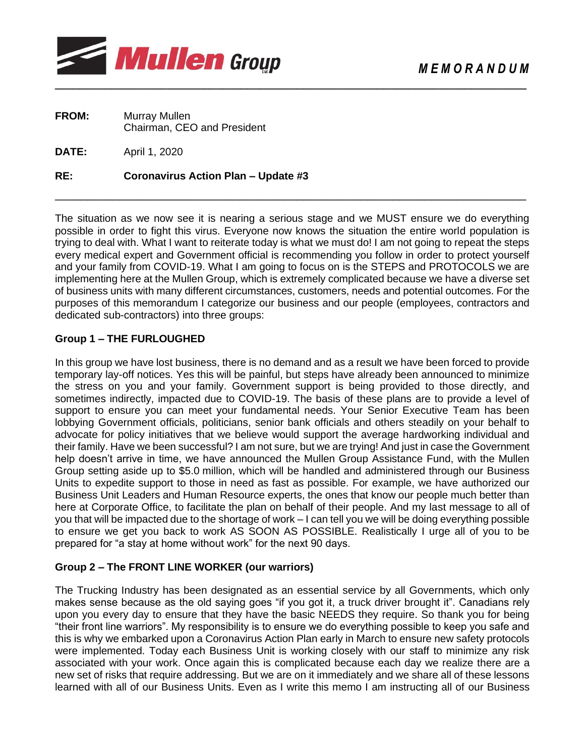Mullen Group

**M E M O R A N D U M**

---

**FROM:** Murray Mullen
Chairman, CEO and President

**DATE:** April 1, 2020

**RE:** **Coronavirus Action Plan – Update #3**

---

The situation as we now see it is nearing a serious stage and we MUST ensure we do everything possible in order to fight this virus. Everyone now knows the situation the entire world population is trying to deal with. What I want to reiterate today is what we must do! I am not going to repeat the steps every medical expert and Government official is recommending you follow in order to protect yourself and your family from COVID-19. What I am going to focus on is the STEPS and PROTOCOLS we are implementing here at the Mullen Group, which is extremely complicated because we have a diverse set of business units with many different circumstances, customers, needs and potential outcomes. For the purposes of this memorandum I categorize our business and our people (employees, contractors and dedicated sub-contractors) into three groups:

**Group 1 – THE FURLOUGHED**

In this group we have lost business, there is no demand and as a result we have been forced to provide temporary lay-off notices. Yes this will be painful, but steps have already been announced to minimize the stress on you and your family. Government support is being provided to those directly, and sometimes indirectly, impacted due to COVID-19. The basis of these plans are to provide a level of support to ensure you can meet your fundamental needs. Your Senior Executive Team has been lobbying Government officials, politicians, senior bank officials and others steadily on your behalf to advocate for policy initiatives that we believe would support the average hardworking individual and their family. Have we been successful? I am not sure, but we are trying! And just in case the Government help doesn't arrive in time, we have announced the Mullen Group Assistance Fund, with the Mullen Group setting aside up to \$5.0 million, which will be handled and administered through our Business Units to expedite support to those in need as fast as possible. For example, we have authorized our Business Unit Leaders and Human Resource experts, the ones that know our people much better than here at Corporate Office, to facilitate the plan on behalf of their people. And my last message to all of you that will be impacted due to the shortage of work – I can tell you we will be doing everything possible to ensure we get you back to work AS SOON AS POSSIBLE. Realistically I urge all of you to be prepared for "a stay at home without work" for the next 90 days.

**Group 2 – The FRONT LINE WORKER (our warriors)**

The Trucking Industry has been designated as an essential service by all Governments, which only makes sense because as the old saying goes "if you got it, a truck driver brought it". Canadians rely upon you every day to ensure that they have the basic NEEDS they require. So thank you for being "their front line warriors". My responsibility is to ensure we do everything possible to keep you safe and this is why we embarked upon a Coronavirus Action Plan early in March to ensure new safety protocols were implemented. Today each Business Unit is working closely with our staff to minimize any risk associated with your work. Once again this is complicated because each day we realize there are a new set of risks that require addressing. But we are on it immediately and we share all of these lessons learned with all of our Business Units. Even as I write this memo I am instructing all of our Business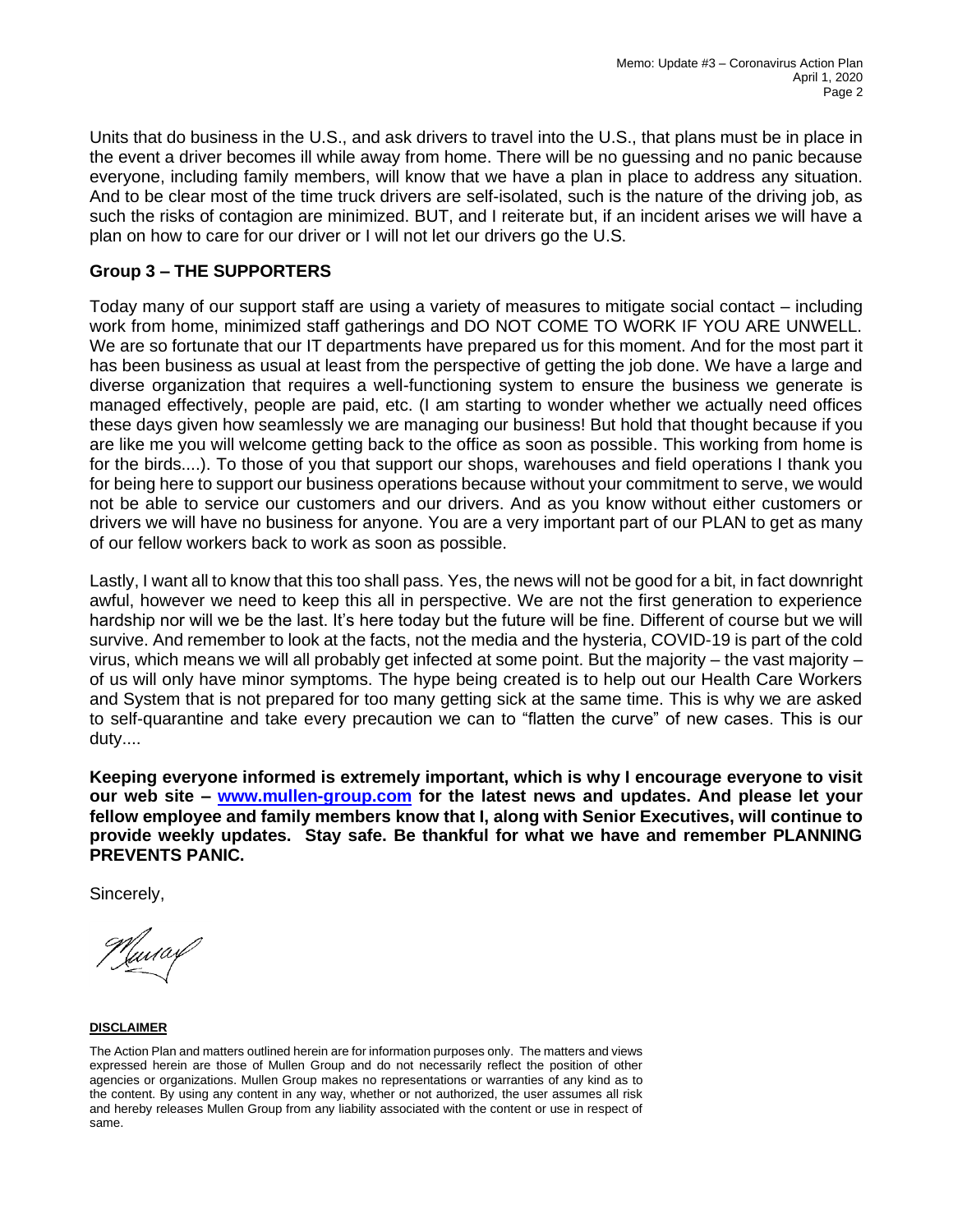Units that do business in the U.S., and ask drivers to travel into the U.S., that plans must be in place in the event a driver becomes ill while away from home. There will be no guessing and no panic because everyone, including family members, will know that we have a plan in place to address any situation. And to be clear most of the time truck drivers are self-isolated, such is the nature of the driving job, as such the risks of contagion are minimized. BUT, and I reiterate but, if an incident arises we will have a plan on how to care for our driver or I will not let our drivers go the U.S.

## Group 3 – THE SUPPORTERS

Today many of our support staff are using a variety of measures to mitigate social contact – including work from home, minimized staff gatherings and DO NOT COME TO WORK IF YOU ARE UNWELL. We are so fortunate that our IT departments have prepared us for this moment. And for the most part it has been business as usual at least from the perspective of getting the job done. We have a large and diverse organization that requires a well-functioning system to ensure the business we generate is managed effectively, people are paid, etc. (I am starting to wonder whether we actually need offices these days given how seamlessly we are managing our business! But hold that thought because if you are like me you will welcome getting back to the office as soon as possible. This working from home is for the birds....). To those of you that support our shops, warehouses and field operations I thank you for being here to support our business operations because without your commitment to serve, we would not be able to service our customers and our drivers. And as you know without either customers or drivers we will have no business for anyone. You are a very important part of our PLAN to get as many of our fellow workers back to work as soon as possible.

Lastly, I want all to know that this too shall pass. Yes, the news will not be good for a bit, in fact downright awful, however we need to keep this all in perspective. We are not the first generation to experience hardship nor will we be the last. It's here today but the future will be fine. Different of course but we will survive. And remember to look at the facts, not the media and the hysteria, COVID-19 is part of the cold virus, which means we will all probably get infected at some point. But the majority – the vast majority – of us will only have minor symptoms. The hype being created is to help out our Health Care Workers and System that is not prepared for too many getting sick at the same time. This is why we are asked to self-quarantine and take every precaution we can to "flatten the curve" of new cases. This is our duty....

**Keeping everyone informed is extremely important, which is why I encourage everyone to visit our web site – www.mullen-group.com for the latest news and updates. And please let your fellow employee and family members know that I, along with Senior Executives, will continue to provide weekly updates. Stay safe. Be thankful for what we have and remember PLANNING PREVENTS PANIC.**

Sincerely,

Murray

**DISCLAIMER**

The Action Plan and matters outlined herein are for information purposes only. The matters and views expressed herein are those of Mullen Group and do not necessarily reflect the position of other agencies or organizations. Mullen Group makes no representations or warranties of any kind as to the content. By using any content in any way, whether or not authorized, the user assumes all risk and hereby releases Mullen Group from any liability associated with the content or use in respect of same.